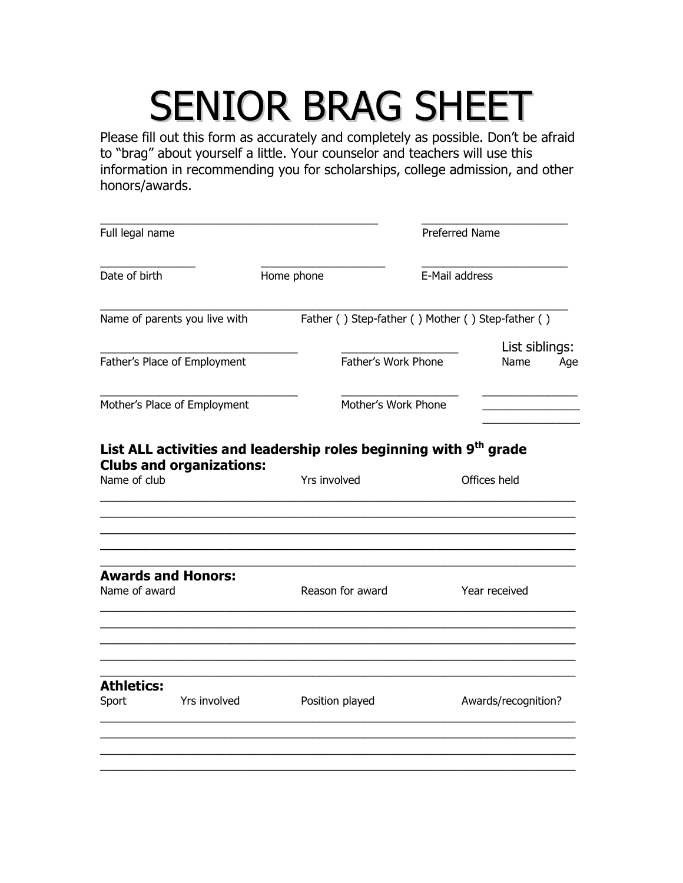# SENIOR BRAG SHEET

Please fill out this form as accurately and completely as possible. Don't be afraid to "brag" about yourself a little. Your counselor and teachers will use this information in recommending you for scholarships, college admission, and other honors/awards.

_________________________________________ ______________________

Full legal name Preferred Name

______________ __________________ ______________________

Date of birth Home phone E-Mail address

______________________________________________________________________

Name of parents you live with Father ( ) Step-father ( ) Mother ( ) Step-father ( )

_____________________________ _________________ List siblings:

Father's Place of Employment Father's Work Phone Name Age

_____________________________ _________________ ______________

Mother's Place of Employment Mother's Work Phone ______________

______________

**List ALL activities and leadership roles beginning with 9th grade**

**Clubs and organizations:**

| Name of club | Yrs involved | Offices held |
| --- | --- | --- |
| | | |
| | | |
| | | |
| | | |
| | | |

**Awards and Honors:**

| Name of award | Reason for award | Year received |
| --- | --- | --- |
| | | |
| | | |
| | | |
| | | |
| | | |

**Athletics:**

| Sport | Yrs involved | Position played | Awards/recognition? |
| --- | --- | --- | --- |
| | | | |
| | | | |
| | | | |
| | | | |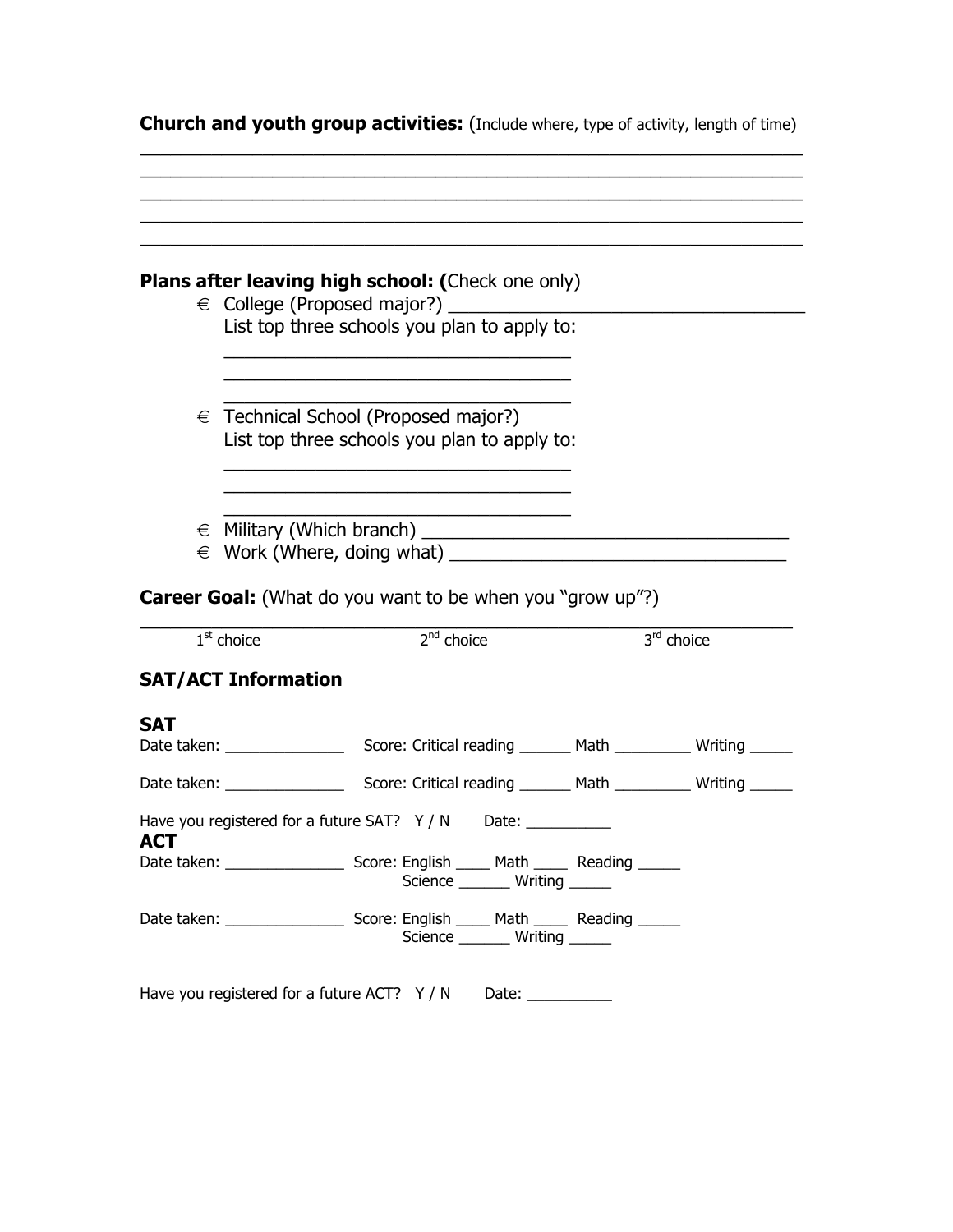**Church and youth group activities:** (Include where, type of activity, length of time)

_______________________________________________________________

_______________________________________________________________

_______________________________________________________________

_______________________________________________________________

_______________________________________________________________

**Plans after leaving high school: (**Check one only)

- € College (Proposed major?) ___________________________________
  
  List top three schools you plan to apply to:
  
  _______________________________
  
  _______________________________
  
  _______________________________
- € Technical School (Proposed major?)
  
  List top three schools you plan to apply to:
  
  _______________________________
  
  _______________________________
  
  _______________________________
- € Military (Which branch) ___________________________________
- € Work (Where, doing what) _________________________________

**Career Goal:** (What do you want to be when you "grow up"?)

_______________________________________________________________

1st choice &nbsp;&nbsp;&nbsp;&nbsp;&nbsp;&nbsp;&nbsp;&nbsp;&nbsp;&nbsp;&nbsp;&nbsp; 2nd choice &nbsp;&nbsp;&nbsp;&nbsp;&nbsp;&nbsp;&nbsp;&nbsp;&nbsp;&nbsp;&nbsp;&nbsp; 3rd choice

## SAT/ACT Information

### SAT

Date taken: ______________ Score: Critical reading ______ Math _________ Writing _____

Date taken: ______________ Score: Critical reading ______ Math _________ Writing _____

Have you registered for a future SAT? Y / N Date: __________

### ACT

Date taken: ______________ Score: English ____ Math ____ Reading _____
Science ______ Writing _____

Date taken: ______________ Score: English ____ Math ____ Reading _____
Science ______ Writing _____

Have you registered for a future ACT? Y / N Date: __________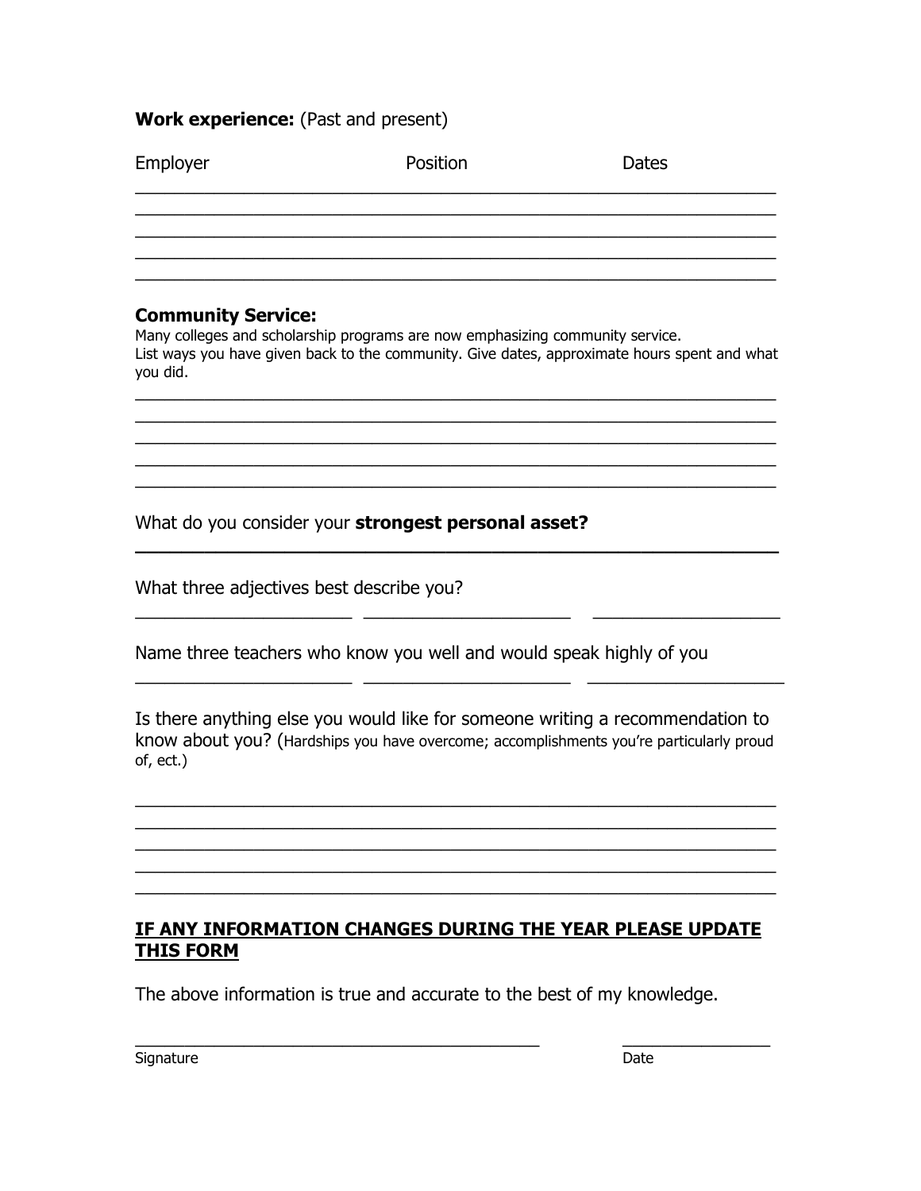**Work experience:** (Past and present)

| Employer | Position | Dates |
| --- | --- | --- |
| | | |
| | | |
| | | |
| | | |
| | | |

**Community Service:**

Many colleges and scholarship programs are now emphasizing community service.
List ways you have given back to the community. Give dates, approximate hours spent and what you did.

______________________________________________________________________
______________________________________________________________________
______________________________________________________________________
______________________________________________________________________
______________________________________________________________________

What do you consider your **strongest personal asset?**

______________________________________________________________________

What three adjectives best describe you?

______________________ ______________________ ______________________

Name three teachers who know you well and would speak highly of you

______________________ ______________________ ______________________

Is there anything else you would like for someone writing a recommendation to know about you? (Hardships you have overcome; accomplishments you're particularly proud of, ect.)

______________________________________________________________________
______________________________________________________________________
______________________________________________________________________
______________________________________________________________________
______________________________________________________________________

**IF ANY INFORMATION CHANGES DURING THE YEAR PLEASE UPDATE THIS FORM**

The above information is true and accurate to the best of my knowledge.

______________________________________________ ________________

Signature Date